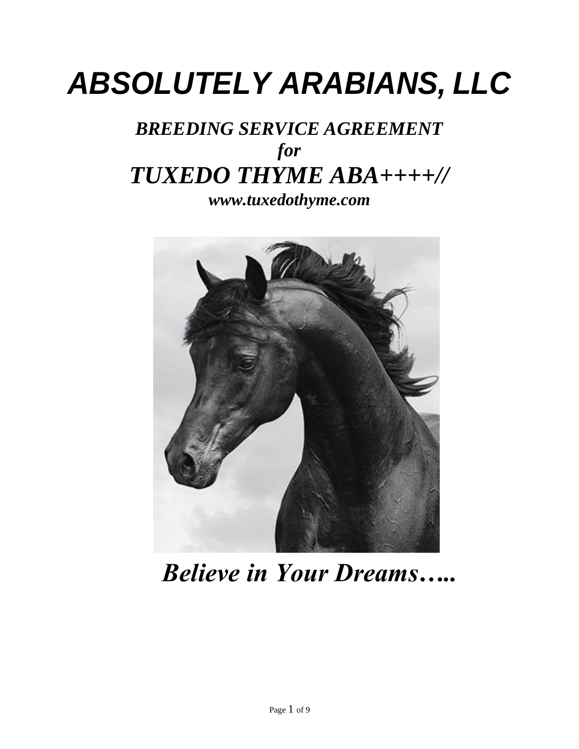# *ABSOLUTELY ARABIANS, LLC*

***BREEDING SERVICE AGREEMENT***

***for***

## *TUXEDO THYME ABA++++//*

***www.tuxedothyme.com***

***Believe in Your Dreams…..***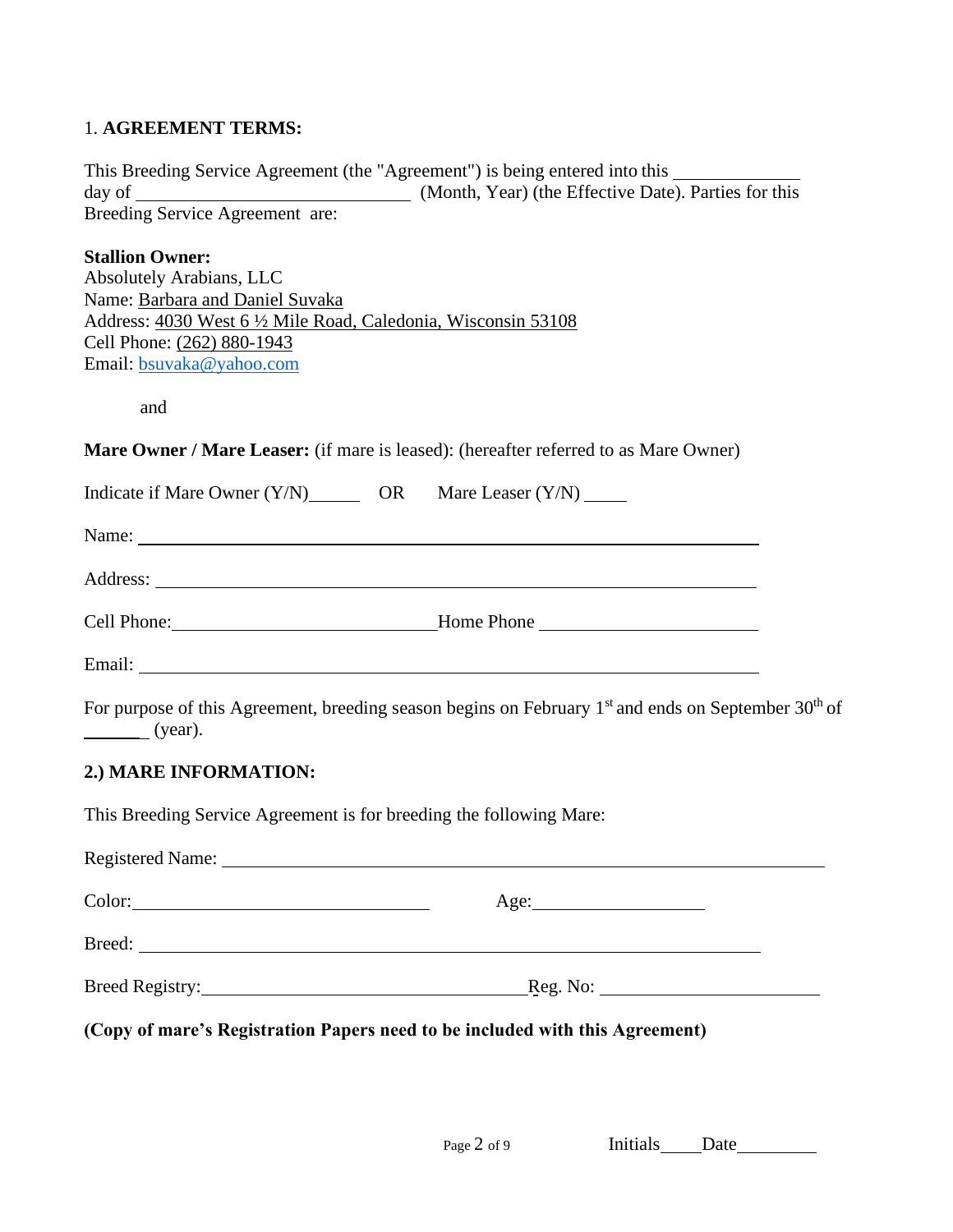1. **AGREEMENT TERMS:**

This Breeding Service Agreement (the "Agreement") is being entered into this ____________ day of __________________________ (Month, Year) (the Effective Date). Parties for this Breeding Service Agreement are:

**Stallion Owner:**
Absolutely Arabians, LLC
Name: Barbara and Daniel Suvaka
Address: 4030 West 6 ½ Mile Road, Caledonia, Wisconsin 53108
Cell Phone: (262) 880-1943
Email: bsuvaka@yahoo.com

and

**Mare Owner / Mare Leaser:** (if mare is leased): (hereafter referred to as Mare Owner)

Indicate if Mare Owner (Y/N)_____ OR Mare Leaser (Y/N) ____

Name: ____________________________________________________________

Address: __________________________________________________________

Cell Phone:__________________________ Home Phone ______________________

Email: ____________________________________________________________

For purpose of this Agreement, breeding season begins on February 1st and ends on September 30th of ______ (year).

**2.) MARE INFORMATION:**

This Breeding Service Agreement is for breeding the following Mare:

Registered Name: ____________________________________________________

Color:______________________________ Age:__________________

Breed: ____________________________________________________________

Breed Registry:________________________________ Reg. No: ______________________

**(Copy of mare's Registration Papers need to be included with this Agreement)**

Initials____Date________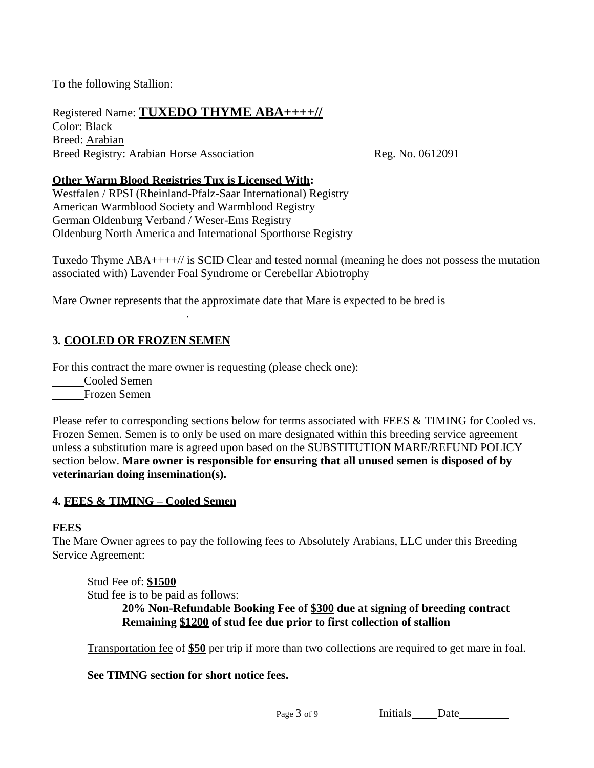To the following Stallion:

Registered Name: **TUXEDO THYME ABA++++//**
Color: Black
Breed: Arabian
Breed Registry: Arabian Horse Association Reg. No. 0612091

**Other Warm Blood Registries Tux is Licensed With:**
Westfalen / RPSI (Rheinland-Pfalz-Saar International) Registry
American Warmblood Society and Warmblood Registry
German Oldenburg Verband / Weser-Ems Registry
Oldenburg North America and International Sporthorse Registry

Tuxedo Thyme ABA++++// is SCID Clear and tested normal (meaning he does not possess the mutation associated with) Lavender Foal Syndrome or Cerebellar Abiotrophy

Mare Owner represents that the approximate date that Mare is expected to be bred is \_\_\_\_\_\_\_\_\_\_\_\_\_\_\_\_\_\_\_\_\_\_.

## 3. COOLED OR FROZEN SEMEN

For this contract the mare owner is requesting (please check one):
\_\_\_\_\_Cooled Semen
\_\_\_\_\_Frozen Semen

Please refer to corresponding sections below for terms associated with FEES & TIMING for Cooled vs. Frozen Semen. Semen is to only be used on mare designated within this breeding service agreement unless a substitution mare is agreed upon based on the SUBSTITUTION MARE/REFUND POLICY section below. **Mare owner is responsible for ensuring that all unused semen is disposed of by veterinarian doing insemination(s).**

## 4. FEES & TIMING – Cooled Semen

**FEES**
The Mare Owner agrees to pay the following fees to Absolutely Arabians, LLC under this Breeding Service Agreement:

Stud Fee of: **$1500**
Stud fee is to be paid as follows:

**20% Non-Refundable Booking Fee of $300 due at signing of breeding contract**
**Remaining $1200 of stud fee due prior to first collection of stallion**

Transportation fee of **$50** per trip if more than two collections are required to get mare in foal.

**See TIMNG section for short notice fees.**

Initials\_\_\_\_ Date\_\_\_\_\_\_\_\_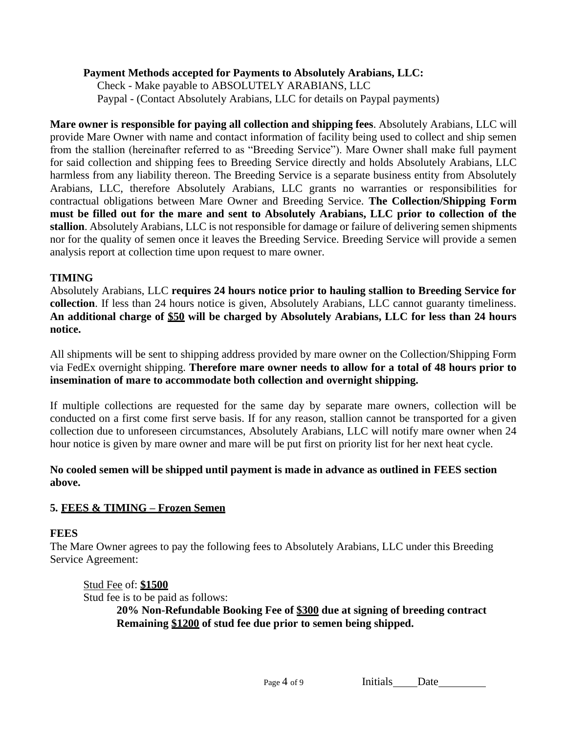**Payment Methods accepted for Payments to Absolutely Arabians, LLC:**

Check - Make payable to ABSOLUTELY ARABIANS, LLC

Paypal - (Contact Absolutely Arabians, LLC for details on Paypal payments)

**Mare owner is responsible for paying all collection and shipping fees**. Absolutely Arabians, LLC will provide Mare Owner with name and contact information of facility being used to collect and ship semen from the stallion (hereinafter referred to as "Breeding Service"). Mare Owner shall make full payment for said collection and shipping fees to Breeding Service directly and holds Absolutely Arabians, LLC harmless from any liability thereon. The Breeding Service is a separate business entity from Absolutely Arabians, LLC, therefore Absolutely Arabians, LLC grants no warranties or responsibilities for contractual obligations between Mare Owner and Breeding Service. **The Collection/Shipping Form must be filled out for the mare and sent to Absolutely Arabians, LLC prior to collection of the stallion**. Absolutely Arabians, LLC is not responsible for damage or failure of delivering semen shipments nor for the quality of semen once it leaves the Breeding Service. Breeding Service will provide a semen analysis report at collection time upon request to mare owner.

**TIMING**

Absolutely Arabians, LLC **requires 24 hours notice prior to hauling stallion to Breeding Service for collection**. If less than 24 hours notice is given, Absolutely Arabians, LLC cannot guaranty timeliness. **An additional charge of <u>$50</u> will be charged by Absolutely Arabians, LLC for less than 24 hours notice.**

All shipments will be sent to shipping address provided by mare owner on the Collection/Shipping Form via FedEx overnight shipping. **Therefore mare owner needs to allow for a total of 48 hours prior to insemination of mare to accommodate both collection and overnight shipping.**

If multiple collections are requested for the same day by separate mare owners, collection will be conducted on a first come first serve basis. If for any reason, stallion cannot be transported for a given collection due to unforeseen circumstances, Absolutely Arabians, LLC will notify mare owner when 24 hour notice is given by mare owner and mare will be put first on priority list for her next heat cycle.

**No cooled semen will be shipped until payment is made in advance as outlined in FEES section above.**

## 5. <u>FEES & TIMING – Frozen Semen</u>

**FEES**

The Mare Owner agrees to pay the following fees to Absolutely Arabians, LLC under this Breeding Service Agreement:

<u>Stud Fee</u> of: **<u>$1500</u>**

Stud fee is to be paid as follows:

**20% Non-Refundable Booking Fee of <u>$300</u> due at signing of breeding contract**

**Remaining <u>$1200</u> of stud fee due prior to semen being shipped.**

Initials____ Date________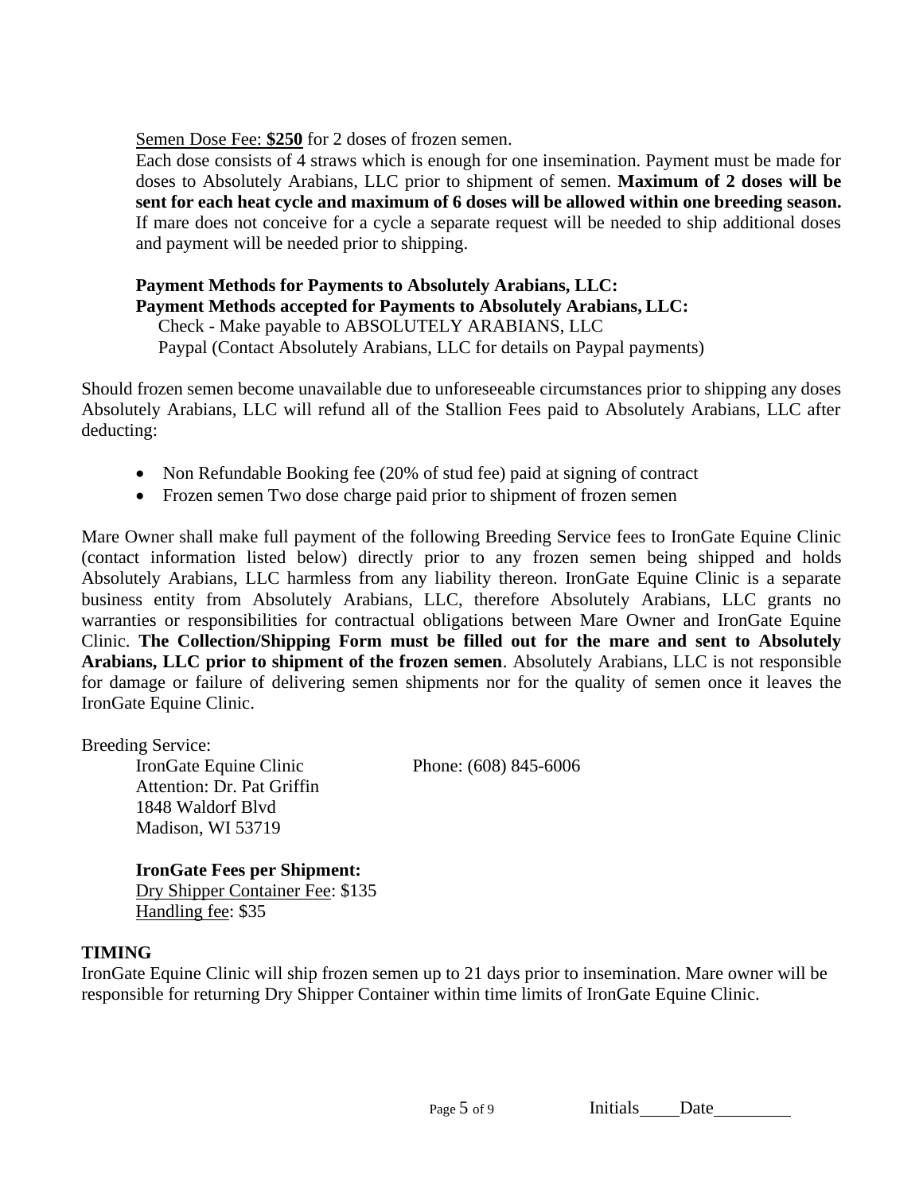Semen Dose Fee: **$250** for 2 doses of frozen semen.

Each dose consists of 4 straws which is enough for one insemination. Payment must be made for doses to Absolutely Arabians, LLC prior to shipment of semen. **Maximum of 2 doses will be sent for each heat cycle and maximum of 6 doses will be allowed within one breeding season.** If mare does not conceive for a cycle a separate request will be needed to ship additional doses and payment will be needed prior to shipping.

**Payment Methods for Payments to Absolutely Arabians, LLC:**
**Payment Methods accepted for Payments to Absolutely Arabians, LLC:**
Check - Make payable to ABSOLUTELY ARABIANS, LLC
Paypal (Contact Absolutely Arabians, LLC for details on Paypal payments)

Should frozen semen become unavailable due to unforeseeable circumstances prior to shipping any doses Absolutely Arabians, LLC will refund all of the Stallion Fees paid to Absolutely Arabians, LLC after deducting:

- Non Refundable Booking fee (20% of stud fee) paid at signing of contract
- Frozen semen Two dose charge paid prior to shipment of frozen semen

Mare Owner shall make full payment of the following Breeding Service fees to IronGate Equine Clinic (contact information listed below) directly prior to any frozen semen being shipped and holds Absolutely Arabians, LLC harmless from any liability thereon. IronGate Equine Clinic is a separate business entity from Absolutely Arabians, LLC, therefore Absolutely Arabians, LLC grants no warranties or responsibilities for contractual obligations between Mare Owner and IronGate Equine Clinic. **The Collection/Shipping Form must be filled out for the mare and sent to Absolutely Arabians, LLC prior to shipment of the frozen semen**. Absolutely Arabians, LLC is not responsible for damage or failure of delivering semen shipments nor for the quality of semen once it leaves the IronGate Equine Clinic.

Breeding Service:

IronGate Equine Clinic    Phone: (608) 845-6006
Attention: Dr. Pat Griffin
1848 Waldorf Blvd
Madison, WI 53719

**IronGate Fees per Shipment:**
Dry Shipper Container Fee: $135
Handling fee: $35

**TIMING**

IronGate Equine Clinic will ship frozen semen up to 21 days prior to insemination. Mare owner will be responsible for returning Dry Shipper Container within time limits of IronGate Equine Clinic.

Initials\_\_\_\_ Date\_\_\_\_\_\_\_\_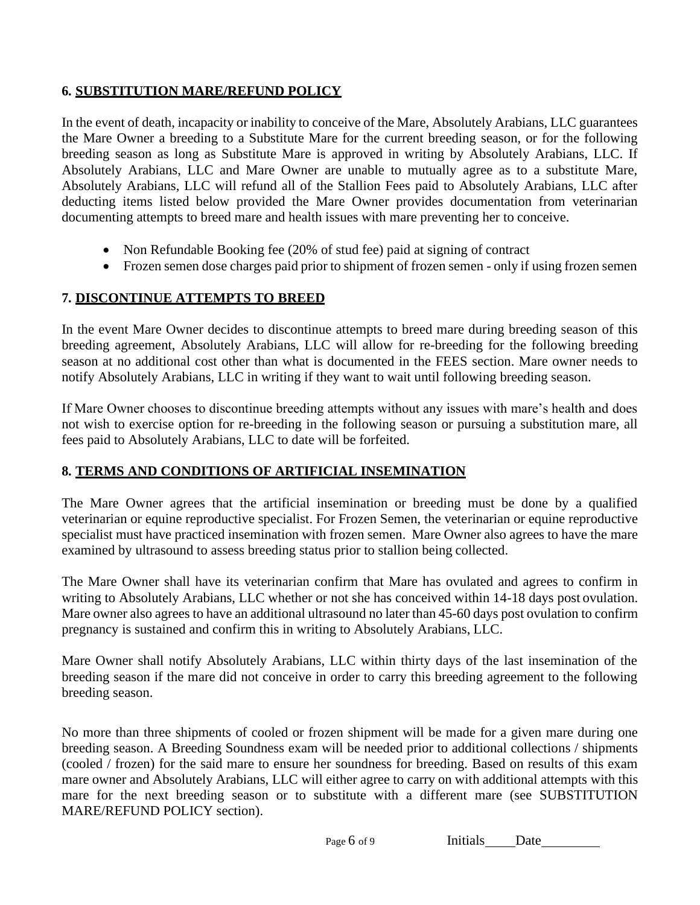## 6. SUBSTITUTION MARE/REFUND POLICY

In the event of death, incapacity or inability to conceive of the Mare, Absolutely Arabians, LLC guarantees the Mare Owner a breeding to a Substitute Mare for the current breeding season, or for the following breeding season as long as Substitute Mare is approved in writing by Absolutely Arabians, LLC. If Absolutely Arabians, LLC and Mare Owner are unable to mutually agree as to a substitute Mare, Absolutely Arabians, LLC will refund all of the Stallion Fees paid to Absolutely Arabians, LLC after deducting items listed below provided the Mare Owner provides documentation from veterinarian documenting attempts to breed mare and health issues with mare preventing her to conceive.

- Non Refundable Booking fee (20% of stud fee) paid at signing of contract
- Frozen semen dose charges paid prior to shipment of frozen semen - only if using frozen semen

## 7. DISCONTINUE ATTEMPTS TO BREED

In the event Mare Owner decides to discontinue attempts to breed mare during breeding season of this breeding agreement, Absolutely Arabians, LLC will allow for re-breeding for the following breeding season at no additional cost other than what is documented in the FEES section. Mare owner needs to notify Absolutely Arabians, LLC in writing if they want to wait until following breeding season.

If Mare Owner chooses to discontinue breeding attempts without any issues with mare's health and does not wish to exercise option for re-breeding in the following season or pursuing a substitution mare, all fees paid to Absolutely Arabians, LLC to date will be forfeited.

## 8. TERMS AND CONDITIONS OF ARTIFICIAL INSEMINATION

The Mare Owner agrees that the artificial insemination or breeding must be done by a qualified veterinarian or equine reproductive specialist. For Frozen Semen, the veterinarian or equine reproductive specialist must have practiced insemination with frozen semen. Mare Owner also agrees to have the mare examined by ultrasound to assess breeding status prior to stallion being collected.

The Mare Owner shall have its veterinarian confirm that Mare has ovulated and agrees to confirm in writing to Absolutely Arabians, LLC whether or not she has conceived within 14-18 days post ovulation. Mare owner also agrees to have an additional ultrasound no later than 45-60 days post ovulation to confirm pregnancy is sustained and confirm this in writing to Absolutely Arabians, LLC.

Mare Owner shall notify Absolutely Arabians, LLC within thirty days of the last insemination of the breeding season if the mare did not conceive in order to carry this breeding agreement to the following breeding season.

No more than three shipments of cooled or frozen shipment will be made for a given mare during one breeding season. A Breeding Soundness exam will be needed prior to additional collections / shipments (cooled / frozen) for the said mare to ensure her soundness for breeding. Based on results of this exam mare owner and Absolutely Arabians, LLC will either agree to carry on with additional attempts with this mare for the next breeding season or to substitute with a different mare (see SUBSTITUTION MARE/REFUND POLICY section).

Initials\_\_\_\_ Date\_\_\_\_\_\_\_\_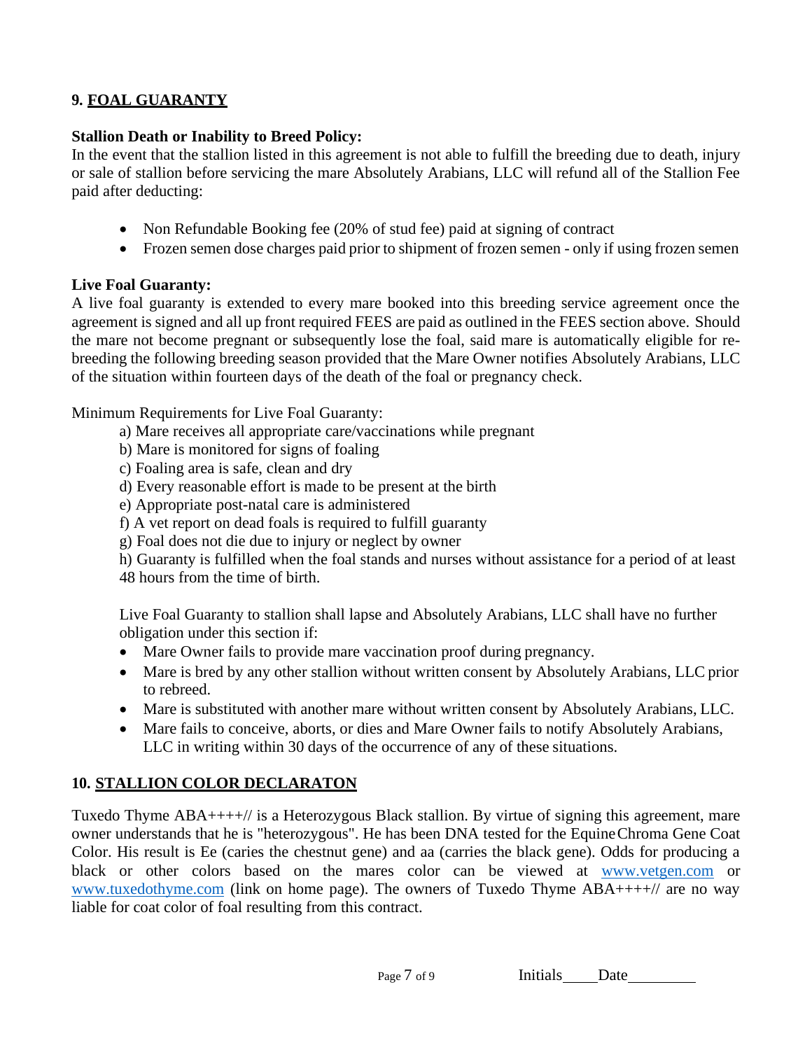## 9. FOAL GUARANTY

**Stallion Death or Inability to Breed Policy:**
In the event that the stallion listed in this agreement is not able to fulfill the breeding due to death, injury or sale of stallion before servicing the mare Absolutely Arabians, LLC will refund all of the Stallion Fee paid after deducting:

- Non Refundable Booking fee (20% of stud fee) paid at signing of contract
- Frozen semen dose charges paid prior to shipment of frozen semen - only if using frozen semen

**Live Foal Guaranty:**
A live foal guaranty is extended to every mare booked into this breeding service agreement once the agreement is signed and all up front required FEES are paid as outlined in the FEES section above. Should the mare not become pregnant or subsequently lose the foal, said mare is automatically eligible for re-breeding the following breeding season provided that the Mare Owner notifies Absolutely Arabians, LLC of the situation within fourteen days of the death of the foal or pregnancy check.

Minimum Requirements for Live Foal Guaranty:

a) Mare receives all appropriate care/vaccinations while pregnant
b) Mare is monitored for signs of foaling
c) Foaling area is safe, clean and dry
d) Every reasonable effort is made to be present at the birth
e) Appropriate post-natal care is administered
f) A vet report on dead foals is required to fulfill guaranty
g) Foal does not die due to injury or neglect by owner
h) Guaranty is fulfilled when the foal stands and nurses without assistance for a period of at least 48 hours from the time of birth.

Live Foal Guaranty to stallion shall lapse and Absolutely Arabians, LLC shall have no further obligation under this section if:

- Mare Owner fails to provide mare vaccination proof during pregnancy.
- Mare is bred by any other stallion without written consent by Absolutely Arabians, LLC prior to rebreed.
- Mare is substituted with another mare without written consent by Absolutely Arabians, LLC.
- Mare fails to conceive, aborts, or dies and Mare Owner fails to notify Absolutely Arabians, LLC in writing within 30 days of the occurrence of any of these situations.

## 10. STALLION COLOR DECLARATON

Tuxedo Thyme ABA++++// is a Heterozygous Black stallion. By virtue of signing this agreement, mare owner understands that he is "heterozygous". He has been DNA tested for the Equine Chroma Gene Coat Color. His result is Ee (caries the chestnut gene) and aa (carries the black gene). Odds for producing a black or other colors based on the mares color can be viewed at www.vetgen.com or www.tuxedothyme.com (link on home page). The owners of Tuxedo Thyme ABA++++// are no way liable for coat color of foal resulting from this contract.

Initials____ Date________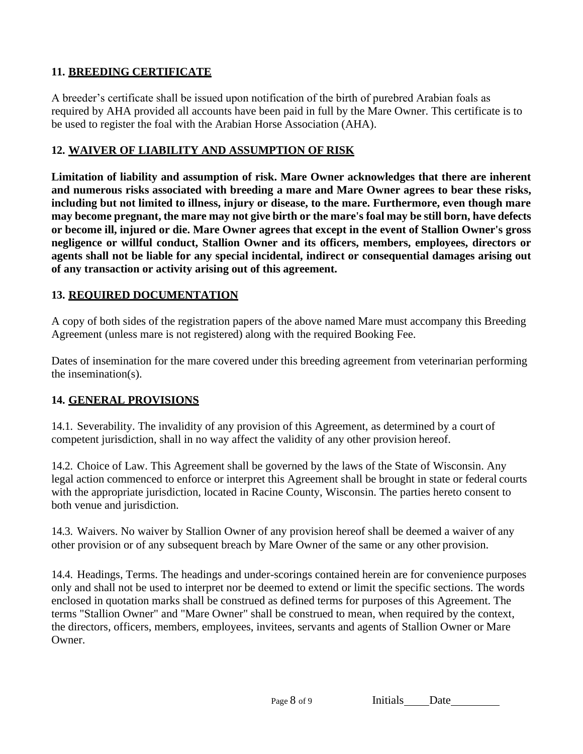## 11. BREEDING CERTIFICATE

A breeder's certificate shall be issued upon notification of the birth of purebred Arabian foals as required by AHA provided all accounts have been paid in full by the Mare Owner. This certificate is to be used to register the foal with the Arabian Horse Association (AHA).

## 12. WAIVER OF LIABILITY AND ASSUMPTION OF RISK

**Limitation of liability and assumption of risk. Mare Owner acknowledges that there are inherent and numerous risks associated with breeding a mare and Mare Owner agrees to bear these risks, including but not limited to illness, injury or disease, to the mare. Furthermore, even though mare may become pregnant, the mare may not give birth or the mare's foal may be still born, have defects or become ill, injured or die. Mare Owner agrees that except in the event of Stallion Owner's gross negligence or willful conduct, Stallion Owner and its officers, members, employees, directors or agents shall not be liable for any special incidental, indirect or consequential damages arising out of any transaction or activity arising out of this agreement.**

## 13. REQUIRED DOCUMENTATION

A copy of both sides of the registration papers of the above named Mare must accompany this Breeding Agreement (unless mare is not registered) along with the required Booking Fee.

Dates of insemination for the mare covered under this breeding agreement from veterinarian performing the insemination(s).

## 14. GENERAL PROVISIONS

14.1. Severability. The invalidity of any provision of this Agreement, as determined by a court of competent jurisdiction, shall in no way affect the validity of any other provision hereof.

14.2. Choice of Law. This Agreement shall be governed by the laws of the State of Wisconsin. Any legal action commenced to enforce or interpret this Agreement shall be brought in state or federal courts with the appropriate jurisdiction, located in Racine County, Wisconsin. The parties hereto consent to both venue and jurisdiction.

14.3. Waivers. No waiver by Stallion Owner of any provision hereof shall be deemed a waiver of any other provision or of any subsequent breach by Mare Owner of the same or any other provision.

14.4. Headings, Terms. The headings and under-scorings contained herein are for convenience purposes only and shall not be used to interpret nor be deemed to extend or limit the specific sections. The words enclosed in quotation marks shall be construed as defined terms for purposes of this Agreement. The terms "Stallion Owner" and "Mare Owner" shall be construed to mean, when required by the context, the directors, officers, members, employees, invitees, servants and agents of Stallion Owner or Mare Owner.

Initials\_\_\_\_ Date\_\_\_\_\_\_\_\_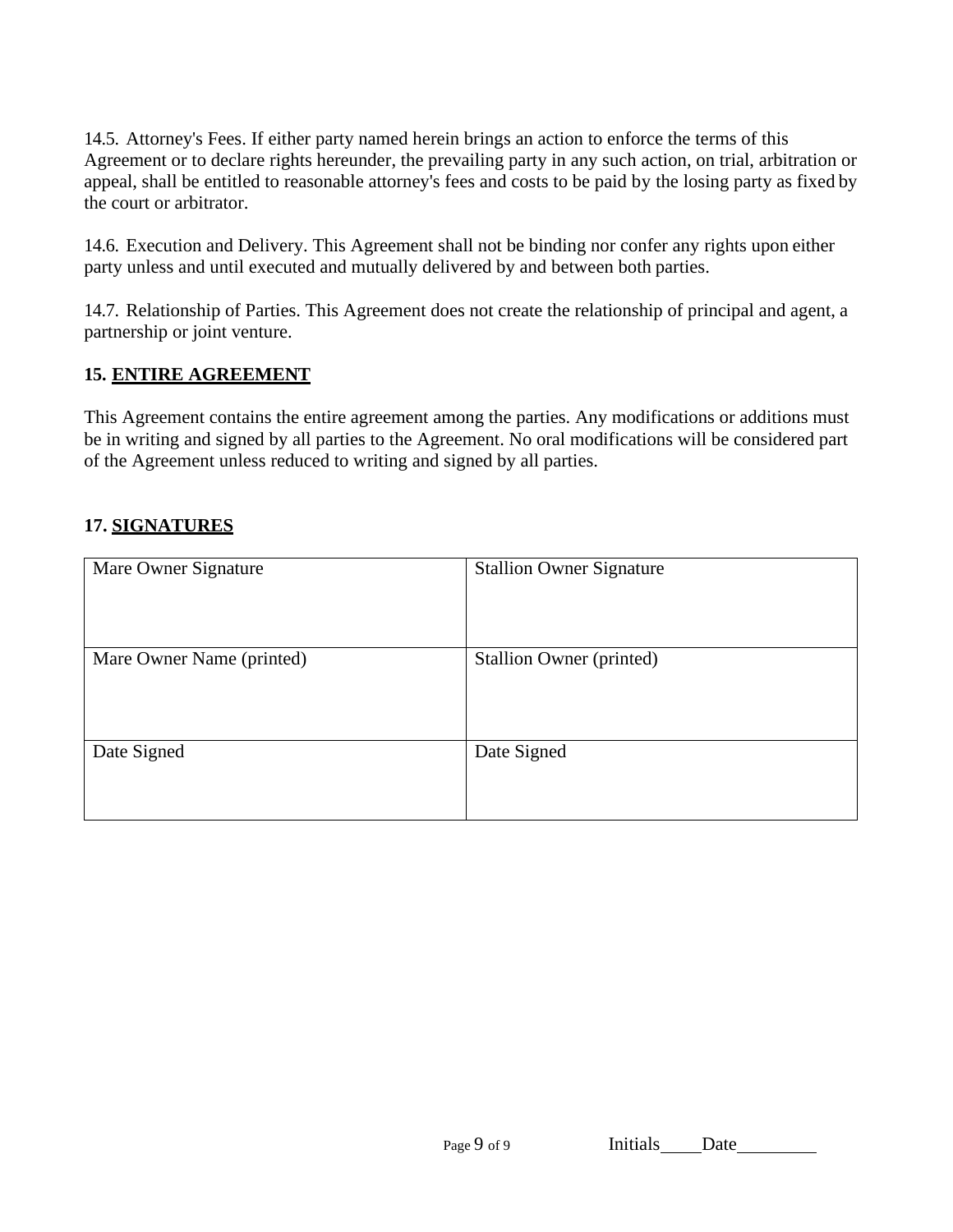14.5. Attorney's Fees. If either party named herein brings an action to enforce the terms of this Agreement or to declare rights hereunder, the prevailing party in any such action, on trial, arbitration or appeal, shall be entitled to reasonable attorney's fees and costs to be paid by the losing party as fixed by the court or arbitrator.

14.6. Execution and Delivery. This Agreement shall not be binding nor confer any rights upon either party unless and until executed and mutually delivered by and between both parties.

14.7. Relationship of Parties. This Agreement does not create the relationship of principal and agent, a partnership or joint venture.

## 15. ENTIRE AGREEMENT

This Agreement contains the entire agreement among the parties. Any modifications or additions must be in writing and signed by all parties to the Agreement. No oral modifications will be considered part of the Agreement unless reduced to writing and signed by all parties.

## 17. SIGNATURES

| | |
|---|---|
| Mare Owner Signature | Stallion Owner Signature |
| Mare Owner Name (printed) | Stallion Owner (printed) |
| Date Signed | Date Signed |

Initials____ Date________